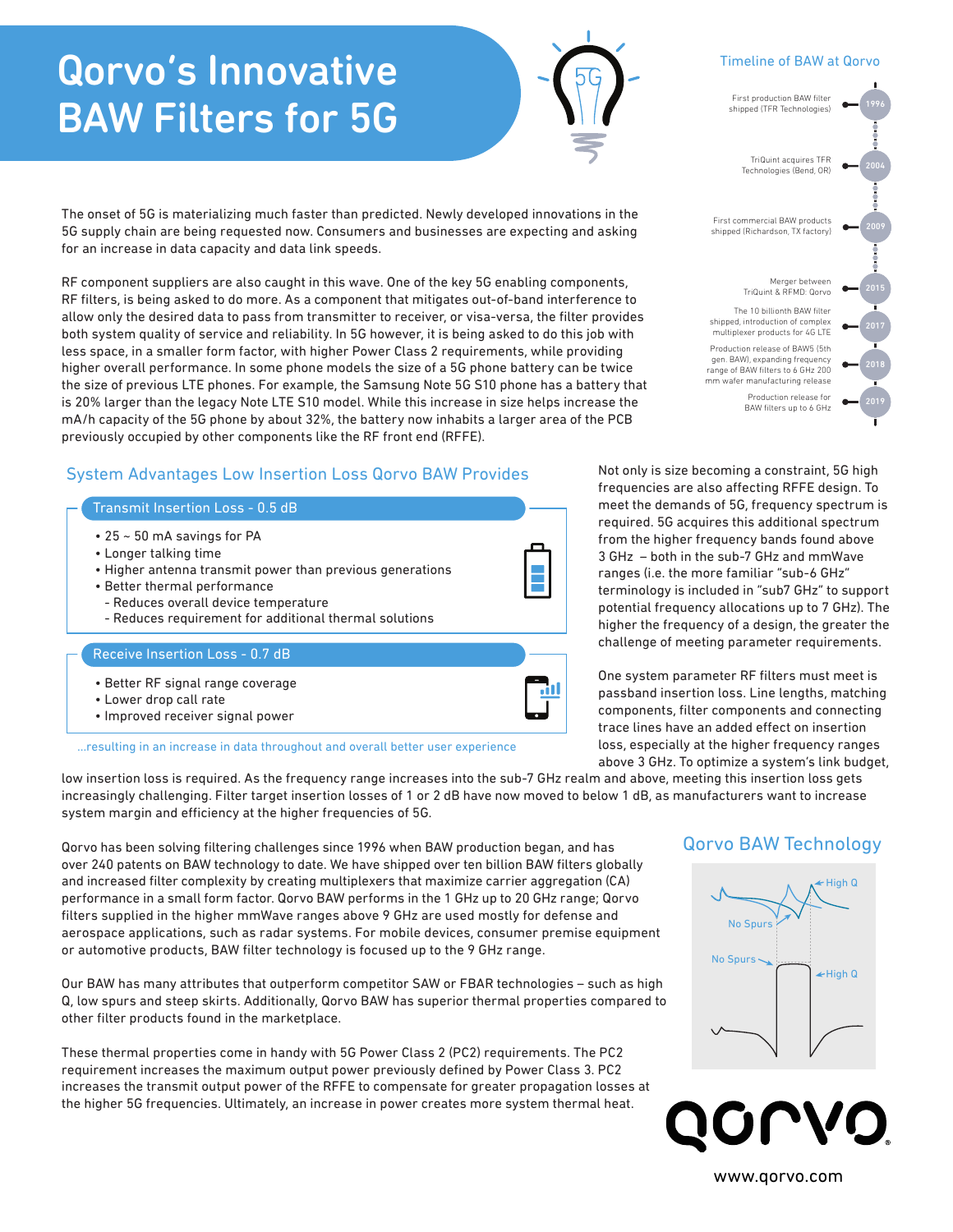# Qorvo's Innovative BAW Filters for 5G

### Timeline of BAW at Qorvo

- **1996** – First production BAW filter shipped (TFR Technologies)
- **2004** – TriQuint acquires TFR Technologies (Bend, OR)
- **2009** – First commercial BAW products shipped (Richardson, TX factory)
- **2015** – Merger between TriQuint & RFMD: Qorvo
- **2017** – The 10 billionth BAW filter shipped, introduction of complex multiplexer products for 4G LTE
- **2018** – Production release of BAW5 (5th gen. BAW), expanding frequency range of BAW filters to 6 GHz 200 mm wafer manufacturing release
- **2019** – Production release for BAW filters up to 6 GHz

The onset of 5G is materializing much faster than predicted. Newly developed innovations in the 5G supply chain are being requested now. Consumers and businesses are expecting and asking for an increase in data capacity and data link speeds.

RF component suppliers are also caught in this wave. One of the key 5G enabling components, RF filters, is being asked to do more. As a component that mitigates out-of-band interference to allow only the desired data to pass from transmitter to receiver, or visa-versa, the filter provides both system quality of service and reliability. In 5G however, it is being asked to do this job with less space, in a smaller form factor, with higher Power Class 2 requirements, while providing higher overall performance. In some phone models the size of a 5G phone battery can be twice the size of previous LTE phones. For example, the Samsung Note 5G S10 phone has a battery that is 20% larger than the legacy Note LTE S10 model. While this increase in size helps increase the mA/h capacity of the 5G phone by about 32%, the battery now inhabits a larger area of the PCB previously occupied by other components like the RF front end (RFFE).

## System Advantages Low Insertion Loss Qorvo BAW Provides

**Transmit Insertion Loss - 0.5 dB**

- 25 ~ 50 mA savings for PA
- Longer talking time
- Higher antenna transmit power than previous generations
- Better thermal performance
  - Reduces overall device temperature
  - Reduces requirement for additional thermal solutions

**Receive Insertion Loss - 0.7 dB**

- Better RF signal range coverage
- Lower drop call rate
- Improved receiver signal power

...resulting in an increase in data throughput and overall better user experience

Not only is size becoming a constraint, 5G high frequencies are also affecting RFFE design. To meet the demands of 5G, frequency spectrum is required. 5G acquires this additional spectrum from the higher frequency bands found above 3 GHz – both in the sub-7 GHz and mmWave ranges (i.e. the more familiar "sub-6 GHz" terminology is included in "sub7 GHz" to support potential frequency allocations up to 7 GHz). The higher the frequency of a design, the greater the challenge of meeting parameter requirements.

One system parameter RF filters must meet is passband insertion loss. Line lengths, matching components, filter components and connecting trace lines have an added effect on insertion loss, especially at the higher frequency ranges above 3 GHz. To optimize a system's link budget, low insertion loss is required. As the frequency range increases into the sub-7 GHz realm and above, meeting this insertion loss gets increasingly challenging. Filter target insertion losses of 1 or 2 dB have now moved to below 1 dB, as manufacturers want to increase system margin and efficiency at the higher frequencies of 5G.

Qorvo has been solving filtering challenges since 1996 when BAW production began, and has over 240 patents on BAW technology to date. We have shipped over ten billion BAW filters globally and increased filter complexity by creating multiplexers that maximize carrier aggregation (CA) performance in a small form factor. Qorvo BAW performs in the 1 GHz up to 20 GHz range; Qorvo filters supplied in the higher mmWave ranges above 9 GHz are used mostly for defense and aerospace applications, such as radar systems. For mobile devices, consumer premise equipment or automotive products, BAW filter technology is focused up to the 9 GHz range.

Our BAW has many attributes that outperform competitor SAW or FBAR technologies – such as high Q, low spurs and steep skirts. Additionally, Qorvo BAW has superior thermal properties compared to other filter products found in the marketplace.

These thermal properties come in handy with 5G Power Class 2 (PC2) requirements. The PC2 requirement increases the maximum output power previously defined by Power Class 3. PC2 increases the transmit output power of the RFFE to compensate for greater propagation losses at the higher 5G frequencies. Ultimately, an increase in power creates more system thermal heat.

### Qorvo BAW Technology

High Q
No Spurs
No Spurs
High Q

www.qorvo.com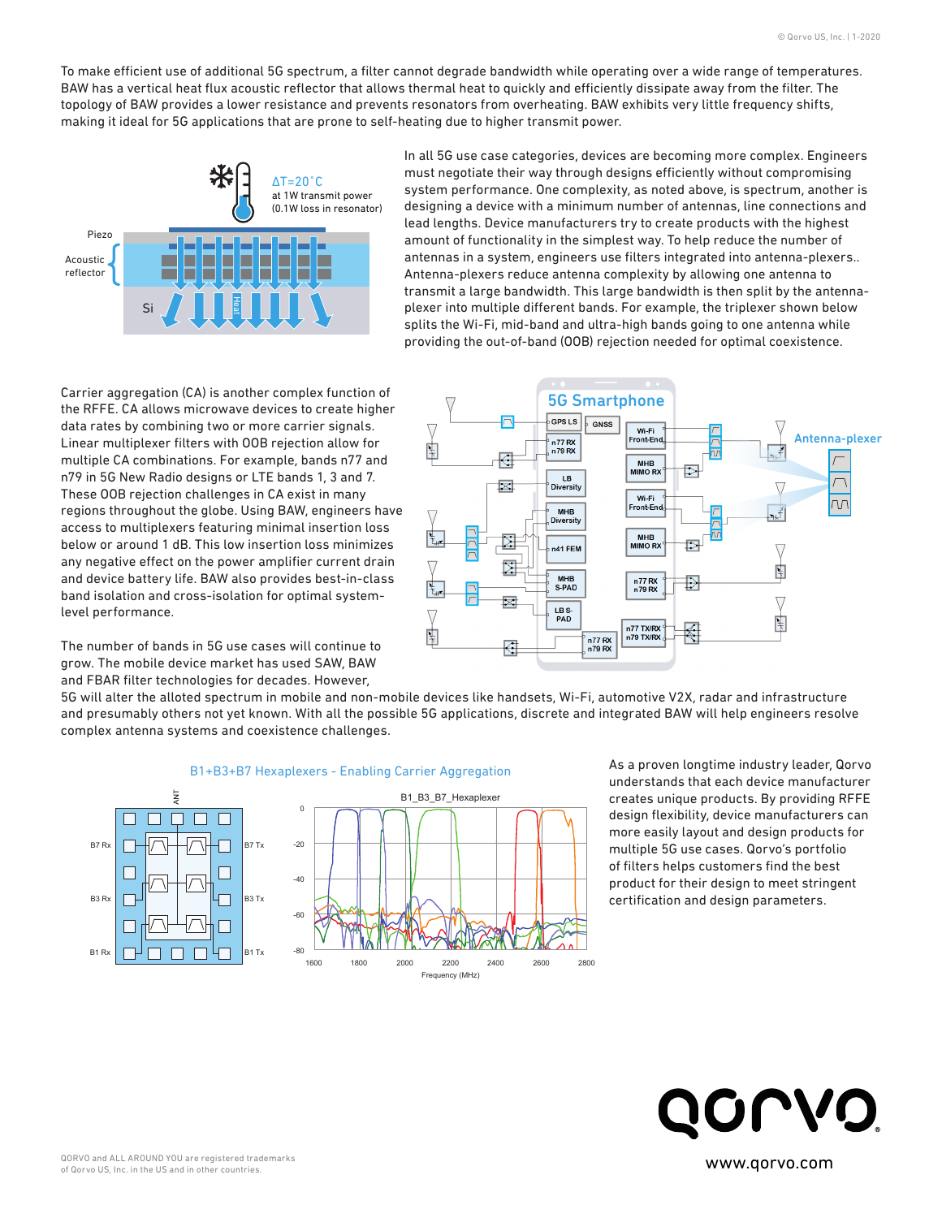To make efficient use of additional 5G spectrum, a filter cannot degrade bandwidth while operating over a wide range of temperatures. BAW has a vertical heat flux acoustic reflector that allows thermal heat to quickly and efficiently dissipate away from the filter. The topology of BAW provides a lower resistance and prevents resonators from overheating. BAW exhibits very little frequency shifts, making it ideal for 5G applications that are prone to self-heating due to higher transmit power.

ΔT=20˚C
at 1W transmit power
(0.1W loss in resonator)

Piezo

Acoustic reflector

Si

Heat

In all 5G use case categories, devices are becoming more complex. Engineers must negotiate their way through designs efficiently without compromising system performance. One complexity, as noted above, is spectrum, another is designing a device with a minimum number of antennas, line connections and lead lengths. Device manufacturers try to create products with the highest amount of functionality in the simplest way. To help reduce the number of antennas in a system, engineers use filters integrated into antenna-plexers.. Antenna-plexers reduce antenna complexity by allowing one antenna to transmit a large bandwidth. This large bandwidth is then split by the antenna-plexer into multiple different bands. For example, the triplexer shown below splits the Wi-Fi, mid-band and ultra-high bands going to one antenna while providing the out-of-band (OOB) rejection needed for optimal coexistence.

Carrier aggregation (CA) is another complex function of the RFFE. CA allows microwave devices to create higher data rates by combining two or more carrier signals. Linear multiplexer filters with OOB rejection allow for multiple CA combinations. For example, bands n77 and n79 in 5G New Radio designs or LTE bands 1, 3 and 7. These OOB rejection challenges in CA exist in many regions throughout the globe. Using BAW, engineers have access to multiplexers featuring minimal insertion loss below or around 1 dB. This low insertion loss minimizes any negative effect on the power amplifier current drain and device battery life. BAW also provides best-in-class band isolation and cross-isolation for optimal system-level performance.

5G Smartphone

GPS LS
GNSS
n77 RX
n79 RX
LB Diversity
MHB Diversity
n41 FEM
MHB S-PAD
LB S-PAD
n77 RX
n79 RX
Wi-Fi Front-End
MHB MIMO RX
Wi-Fi Front-End
MHB MIMO RX
n77 RX
n79 RX
n77 TX/RX
n79 TX/RX

Antenna-plexer

The number of bands in 5G use cases will continue to grow. The mobile device market has used SAW, BAW and FBAR filter technologies for decades. However, 5G will alter the alloted spectrum in mobile and non-mobile devices like handsets, Wi-Fi, automotive V2X, radar and infrastructure and presumably others not yet known. With all the possible 5G applications, discrete and integrated BAW will help engineers resolve complex antenna systems and coexistence challenges.

B1+B3+B7 Hexaplexers - Enabling Carrier Aggregation

ANT
B7 Rx
B7 Tx
B3 Rx
B3 Tx
B1 Rx
B1 Tx

B1_B3_B7_Hexaplexer
0
-20
-40
-60
-80
1600
1800
2000
2200
2400
2600
2800
Frequency (MHz)

As a proven longtime industry leader, Qorvo understands that each device manufacturer creates unique products. By providing RFFE design flexibility, device manufacturers can more easily layout and design products for multiple 5G use cases. Qorvo's portfolio of filters helps customers find the best product for their design to meet stringent certification and design parameters.

QORVO and ALL AROUND YOU are registered trademarks of Qorvo US, Inc. in the US and in other countries.

www.qorvo.com